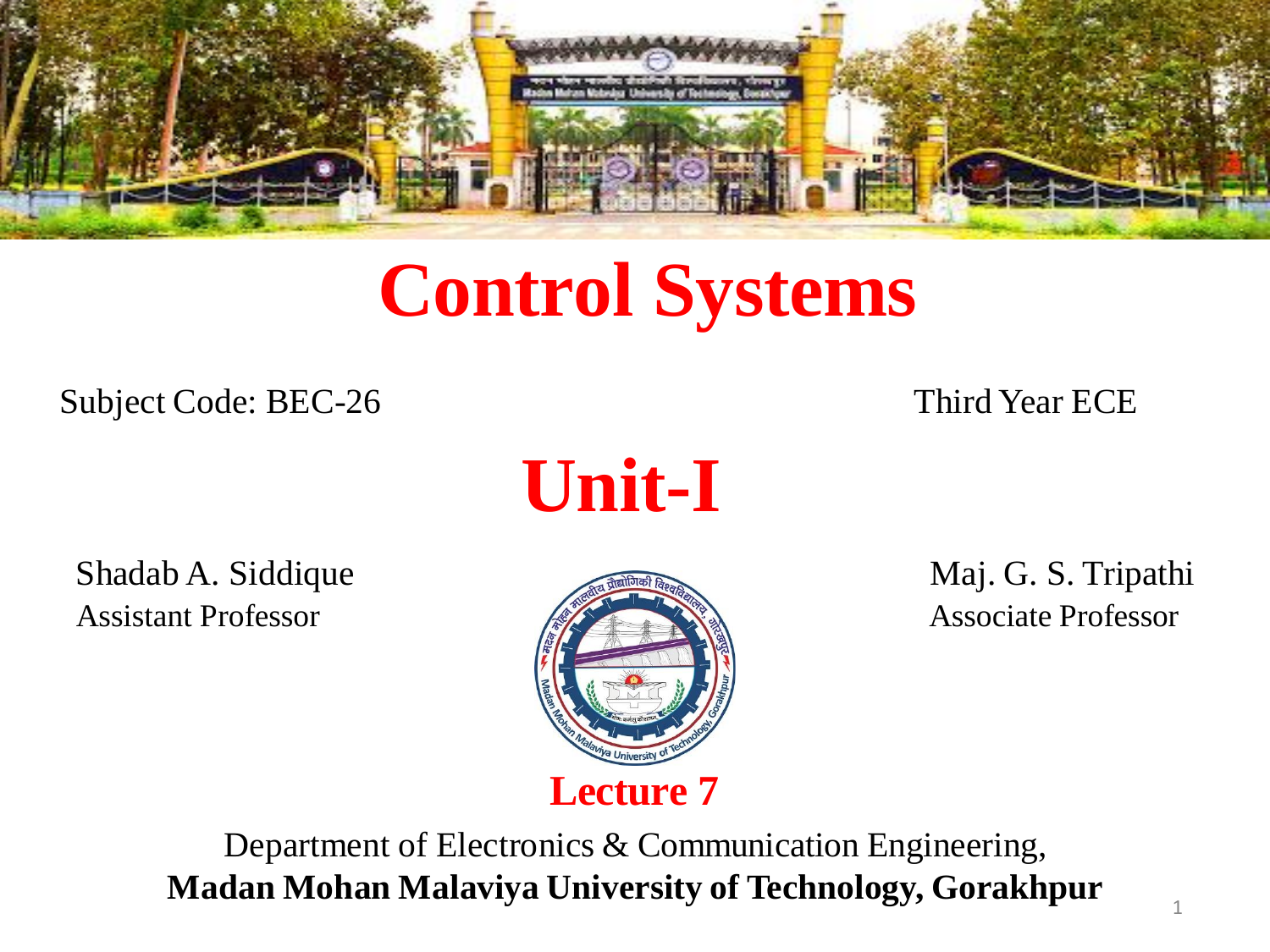# Control Systems

Subject Code: BEC-26

Third Year ECE

## Unit-I

Shadab A. Siddique
Assistant Professor

Maj. G. S. Tripathi
Associate Professor

**Lecture 7**

Department of Electronics & Communication Engineering,
**Madan Mohan Malaviya University of Technology, Gorakhpur**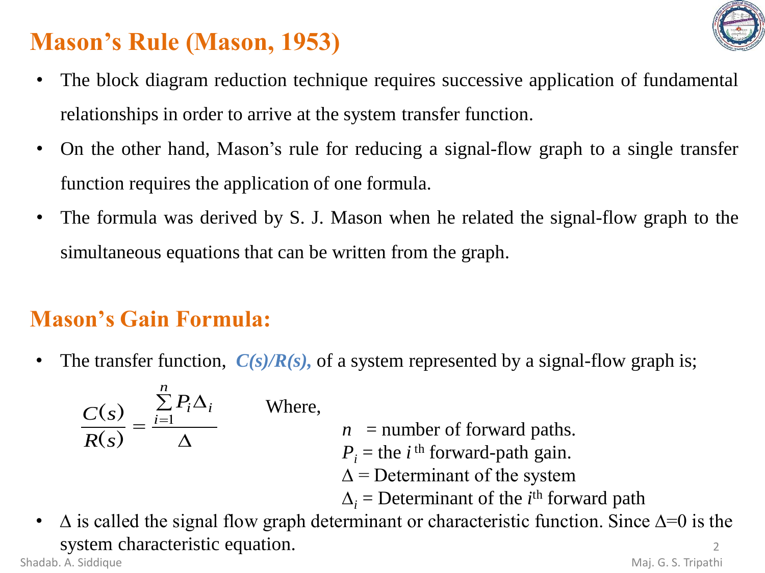# Mason's Rule (Mason, 1953)

- The block diagram reduction technique requires successive application of fundamental relationships in order to arrive at the system transfer function.
- On the other hand, Mason's rule for reducing a signal-flow graph to a single transfer function requires the application of one formula.
- The formula was derived by S. J. Mason when he related the signal-flow graph to the simultaneous equations that can be written from the graph.

## Mason's Gain Formula:

- The transfer function, ***C(s)/R(s),*** of a system represented by a signal-flow graph is;

$$\frac{C(s)}{R(s)} = \frac{\sum_{i=1}^{n} P_i \Delta_i}{\Delta}$$

Where,

$n$ = number of forward paths.
$P_i$ = the $i^{\text{th}}$ forward-path gain.
$\Delta$ = Determinant of the system
$\Delta_i$ = Determinant of the $i^{\text{th}}$ forward path

- $\Delta$ is called the signal flow graph determinant or characteristic function. Since $\Delta$=0 is the system characteristic equation.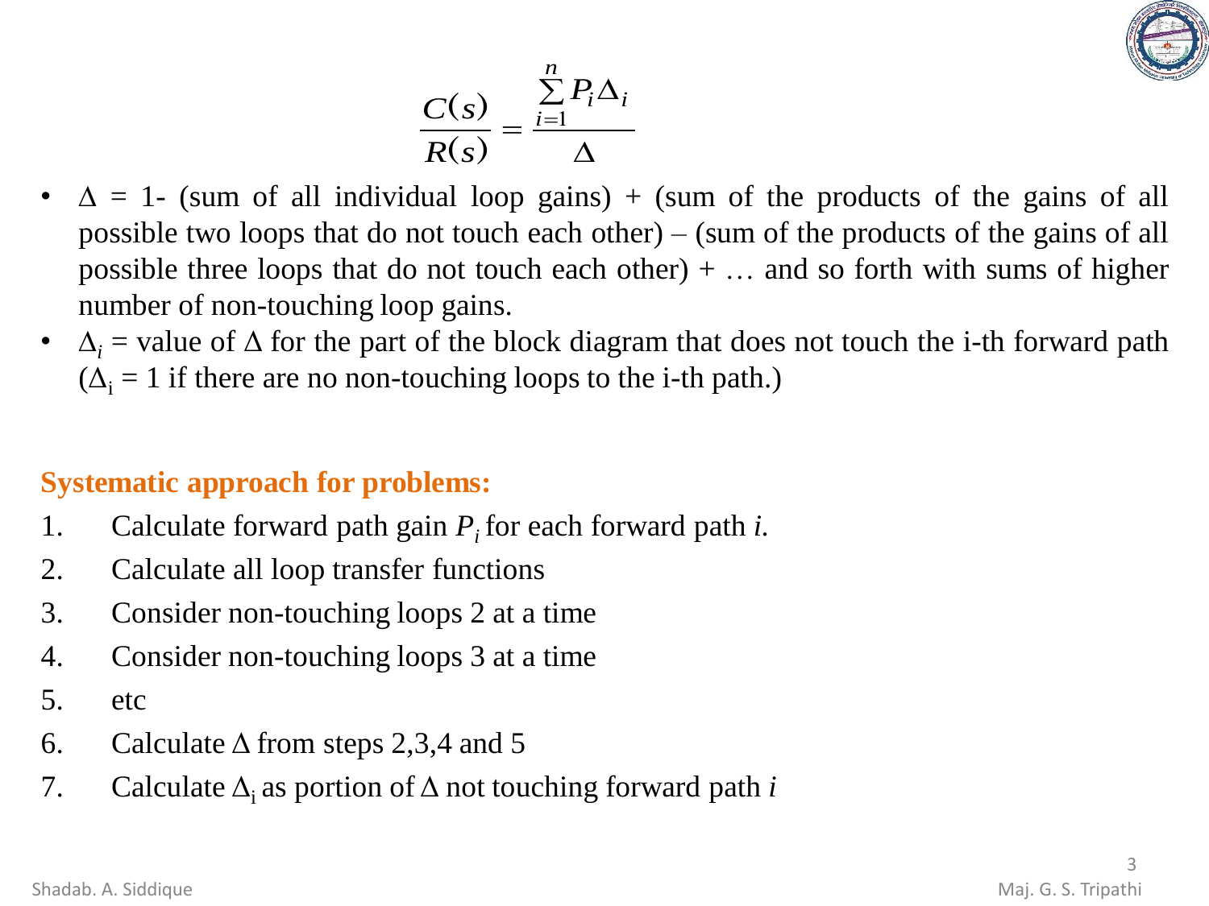$$\frac{C(s)}{R(s)} = \frac{\sum_{i=1}^{n} P_i \Delta_i}{\Delta}$$

- $\Delta$ = 1- (sum of all individual loop gains) + (sum of the products of the gains of all possible two loops that do not touch each other) – (sum of the products of the gains of all possible three loops that do not touch each other) + … and so forth with sums of higher number of non-touching loop gains.
- $\Delta_i$ = value of $\Delta$ for the part of the block diagram that does not touch the i-th forward path ($\Delta_i = 1$ if there are no non-touching loops to the i-th path.)

**Systematic approach for problems:**

1. Calculate forward path gain $P_i$ for each forward path $i$.
2. Calculate all loop transfer functions
3. Consider non-touching loops 2 at a time
4. Consider non-touching loops 3 at a time
5. etc
6. Calculate $\Delta$ from steps 2,3,4 and 5
7. Calculate $\Delta_i$ as portion of $\Delta$ not touching forward path $i$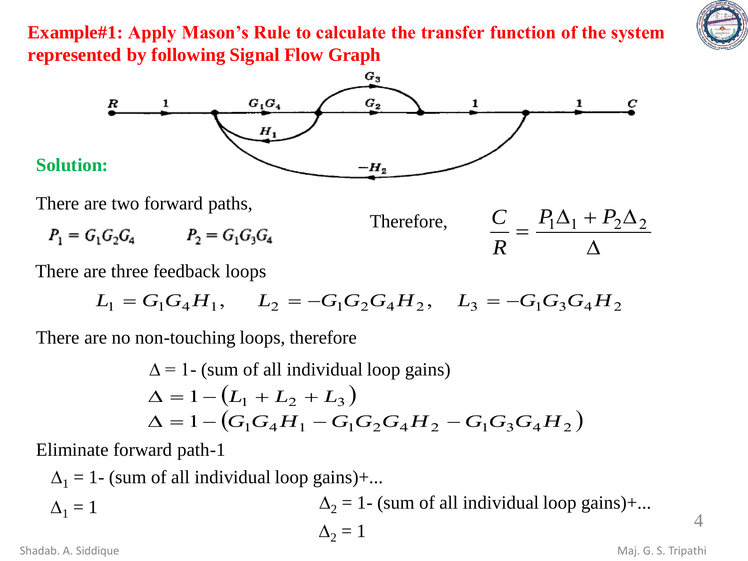**Example#1: Apply Mason's Rule to calculate the transfer function of the system represented by following Signal Flow Graph**

**Solution:**

There are two forward paths,

$P_1 = G_1 G_2 G_4 \qquad P_2 = G_1 G_3 G_4$

Therefore, $$\frac{C}{R} = \frac{P_1 \Delta_1 + P_2 \Delta_2}{\Delta}$$

There are three feedback loops

$$L_1 = G_1 G_4 H_1, \quad L_2 = -G_1 G_2 G_4 H_2, \quad L_3 = -G_1 G_3 G_4 H_2$$

There are no non-touching loops, therefore

$\Delta = 1$- (sum of all individual loop gains)

$$\Delta = 1 - (L_1 + L_2 + L_3)$$

$$\Delta = 1 - (G_1 G_4 H_1 - G_1 G_2 G_4 H_2 - G_1 G_3 G_4 H_2)$$

Eliminate forward path-1

$\Delta_1 = 1$- (sum of all individual loop gains)+...

$\Delta_1 = 1$

$\Delta_2 = 1$- (sum of all individual loop gains)+...

$\Delta_2 = 1$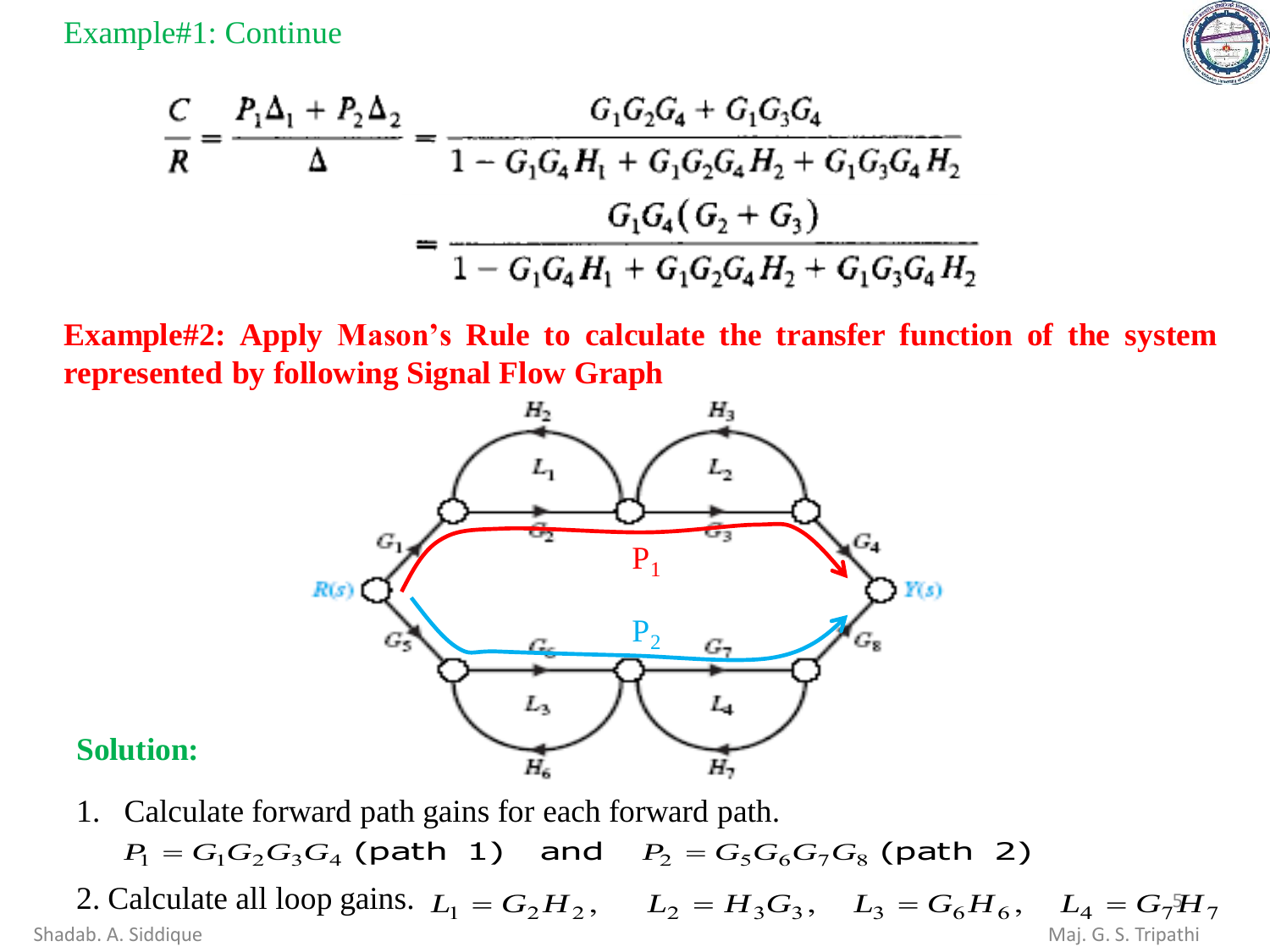Example#1: Continue

$$\frac{C}{R} = \frac{P_1\Delta_1 + P_2\Delta_2}{\Delta} = \frac{G_1G_2G_4 + G_1G_3G_4}{1 - G_1G_4H_1 + G_1G_2G_4H_2 + G_1G_3G_4H_2}$$

$$= \frac{G_1G_4(G_2 + G_3)}{1 - G_1G_4H_1 + G_1G_2G_4H_2 + G_1G_3G_4H_2}$$

**Example#2: Apply Mason's Rule to calculate the transfer function of the system represented by following Signal Flow Graph**

**Solution:**

1. Calculate forward path gains for each forward path.

   $P_1 = G_1G_2G_3G_4$ (path 1) and $P_2 = G_5G_6G_7G_8$ (path 2)

2. Calculate all loop gains. $L_1 = G_2H_2, \quad L_2 = H_3G_3, \quad L_3 = G_6H_6, \quad L_4 = G_7H_7$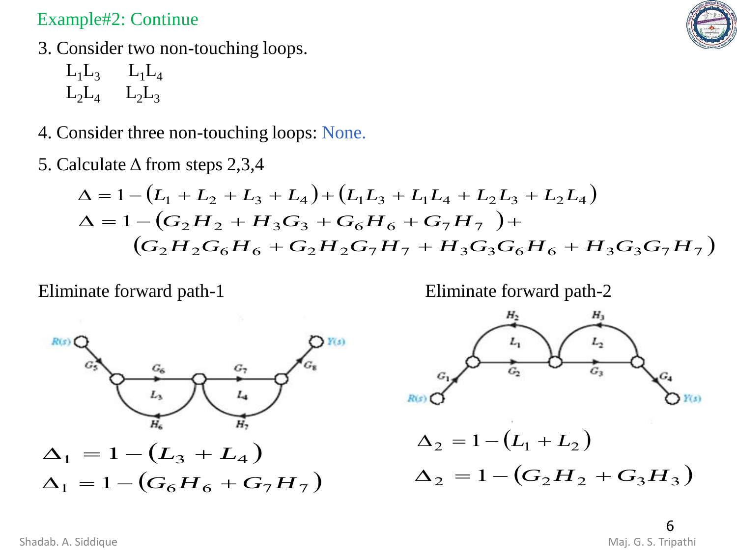## Example#2: Continue

3. Consider two non-touching loops.

   $L_1L_3 \quad L_1L_4$
   
   $L_2L_4 \quad L_2L_3$

4. Consider three non-touching loops: None.

5. Calculate $\Delta$ from steps 2,3,4

$$\Delta = 1 - (L_1 + L_2 + L_3 + L_4) + (L_1L_3 + L_1L_4 + L_2L_3 + L_2L_4)$$

$$\Delta = 1 - (G_2H_2 + H_3G_3 + G_6H_6 + G_7H_7) + (G_2H_2G_6H_6 + G_2H_2G_7H_7 + H_3G_3G_6H_6 + H_3G_3G_7H_7)$$

Eliminate forward path-1

$$\Delta_1 = 1 - (L_3 + L_4)$$

$$\Delta_1 = 1 - (G_6H_6 + G_7H_7)$$

Eliminate forward path-2

$$\Delta_2 = 1 - (L_1 + L_2)$$

$$\Delta_2 = 1 - (G_2H_2 + G_3H_3)$$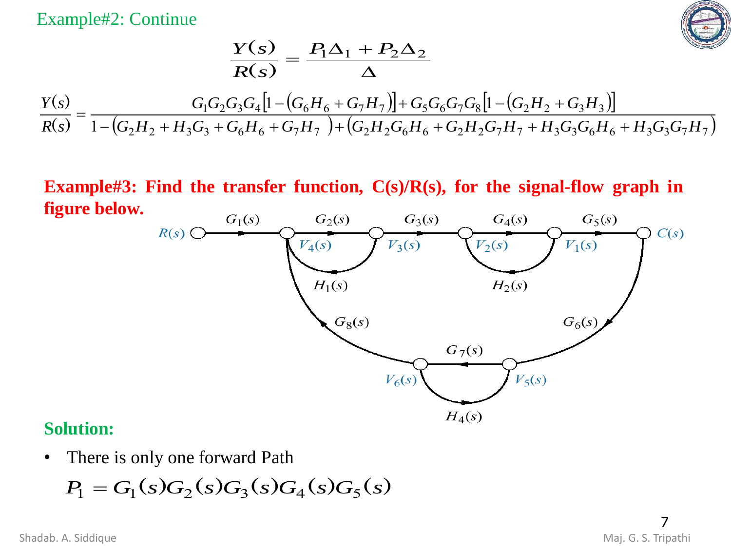Example#2: Continue

$$\frac{Y(s)}{R(s)} = \frac{P_1\Delta_1 + P_2\Delta_2}{\Delta}$$

$$\frac{Y(s)}{R(s)} = \frac{G_1G_2G_3G_4\left[1-\left(G_6H_6+G_7H_7\right)\right]+G_5G_6G_7G_8\left[1-\left(G_2H_2+G_3H_3\right)\right]}{1-\left(G_2H_2+H_3G_3+G_6H_6+G_7H_7\right)+\left(G_2H_2G_6H_6+G_2H_2G_7H_7+H_3G_3G_6H_6+H_3G_3G_7H_7\right)}$$

**Example#3: Find the transfer function, C(s)/R(s), for the signal-flow graph in figure below.**

**Solution:**

- There is only one forward Path

$$P_1 = G_1(s)G_2(s)G_3(s)G_4(s)G_5(s)$$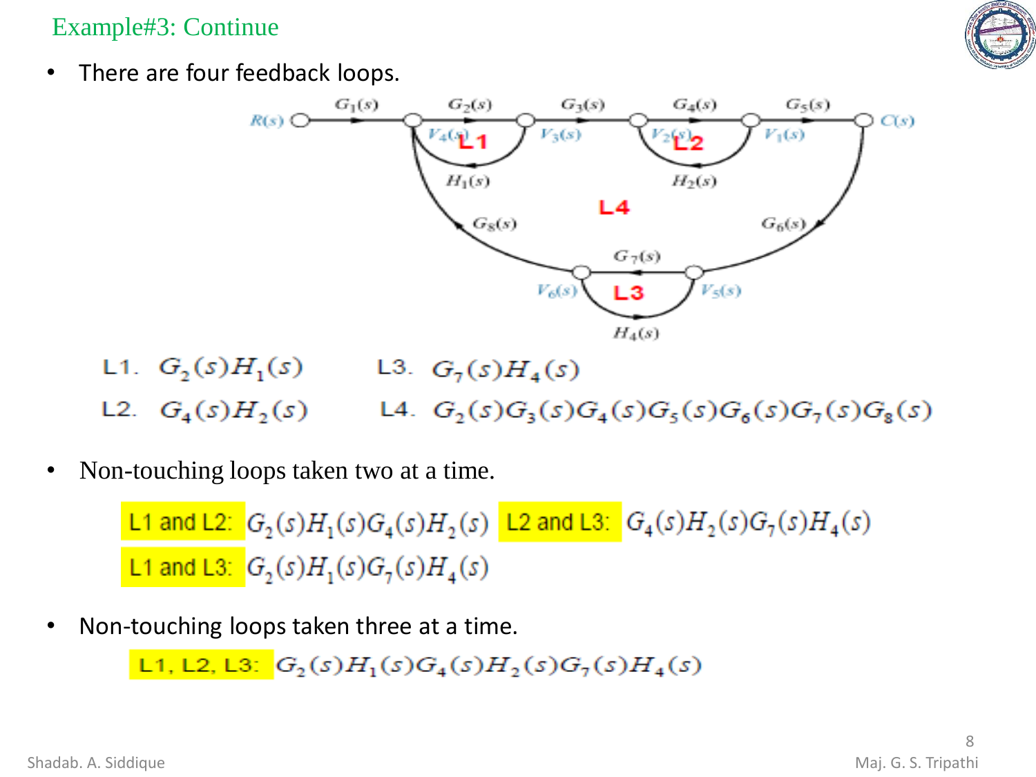## Example#3: Continue

- There are four feedback loops.

L1. $G_2(s)H_1(s)$

L2. $G_4(s)H_2(s)$

L3. $G_7(s)H_4(s)$

L4. $G_2(s)G_3(s)G_4(s)G_5(s)G_6(s)G_7(s)G_8(s)$

- Non-touching loops taken two at a time.

L1 and L2: $G_2(s)H_1(s)G_4(s)H_2(s)$

L2 and L3: $G_4(s)H_2(s)G_7(s)H_4(s)$

L1 and L3: $G_2(s)H_1(s)G_7(s)H_4(s)$

- Non-touching loops taken three at a time.

L1, L2, L3: $G_2(s)H_1(s)G_4(s)H_2(s)G_7(s)H_4(s)$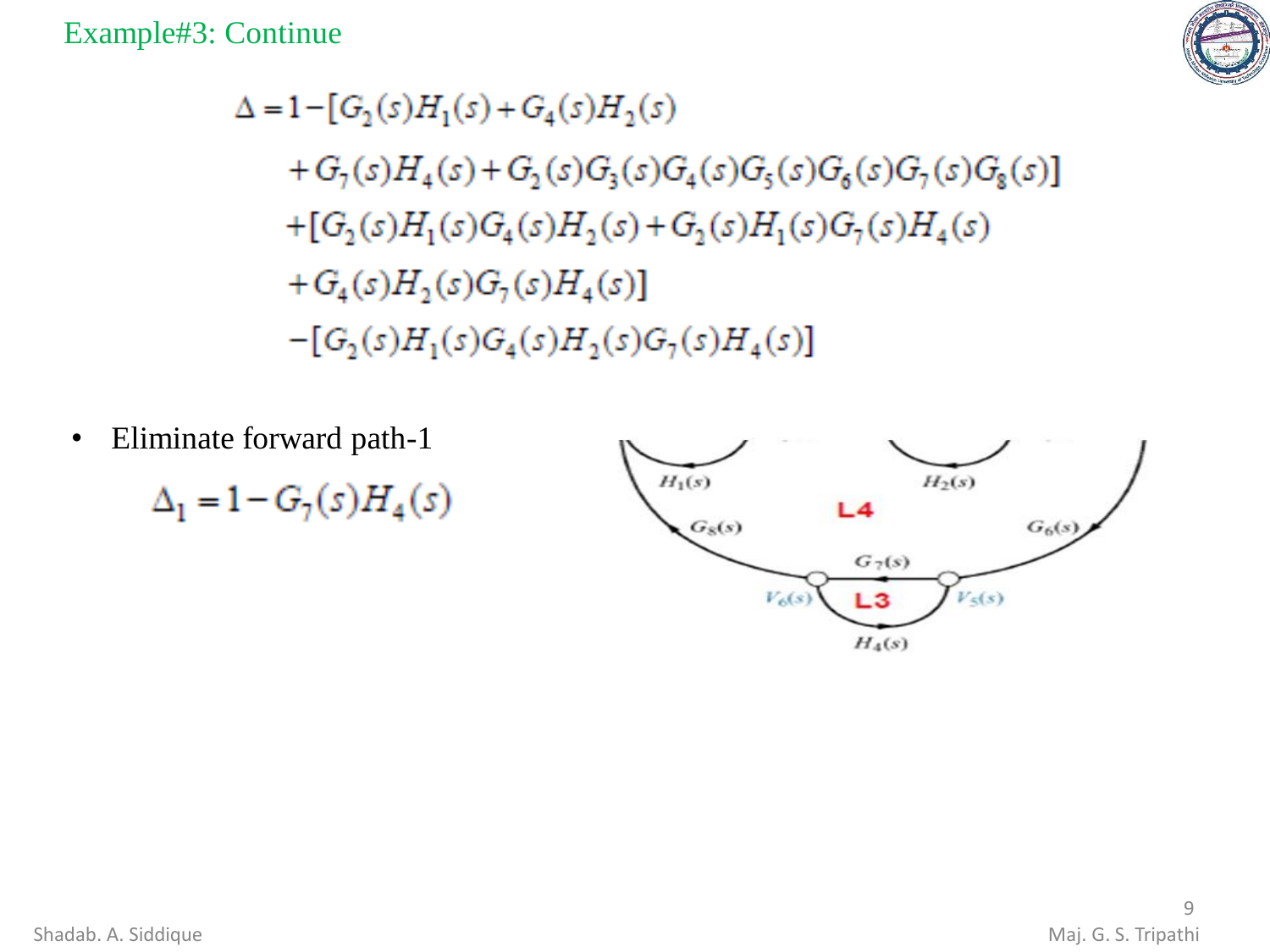## Example#3: Continue

$$
\begin{aligned}
\Delta = 1 - [&G_2(s)H_1(s) + G_4(s)H_2(s) \\
&+ G_7(s)H_4(s) + G_2(s)G_3(s)G_4(s)G_5(s)G_6(s)G_7(s)G_8(s)] \\
&+ [G_2(s)H_1(s)G_4(s)H_2(s) + G_2(s)H_1(s)G_7(s)H_4(s) \\
&+ G_4(s)H_2(s)G_7(s)H_4(s)] \\
&- [G_2(s)H_1(s)G_4(s)H_2(s)G_7(s)H_4(s)]
\end{aligned}
$$

- Eliminate forward path-1

$$\Delta_1 = 1 - G_7(s)H_4(s)$$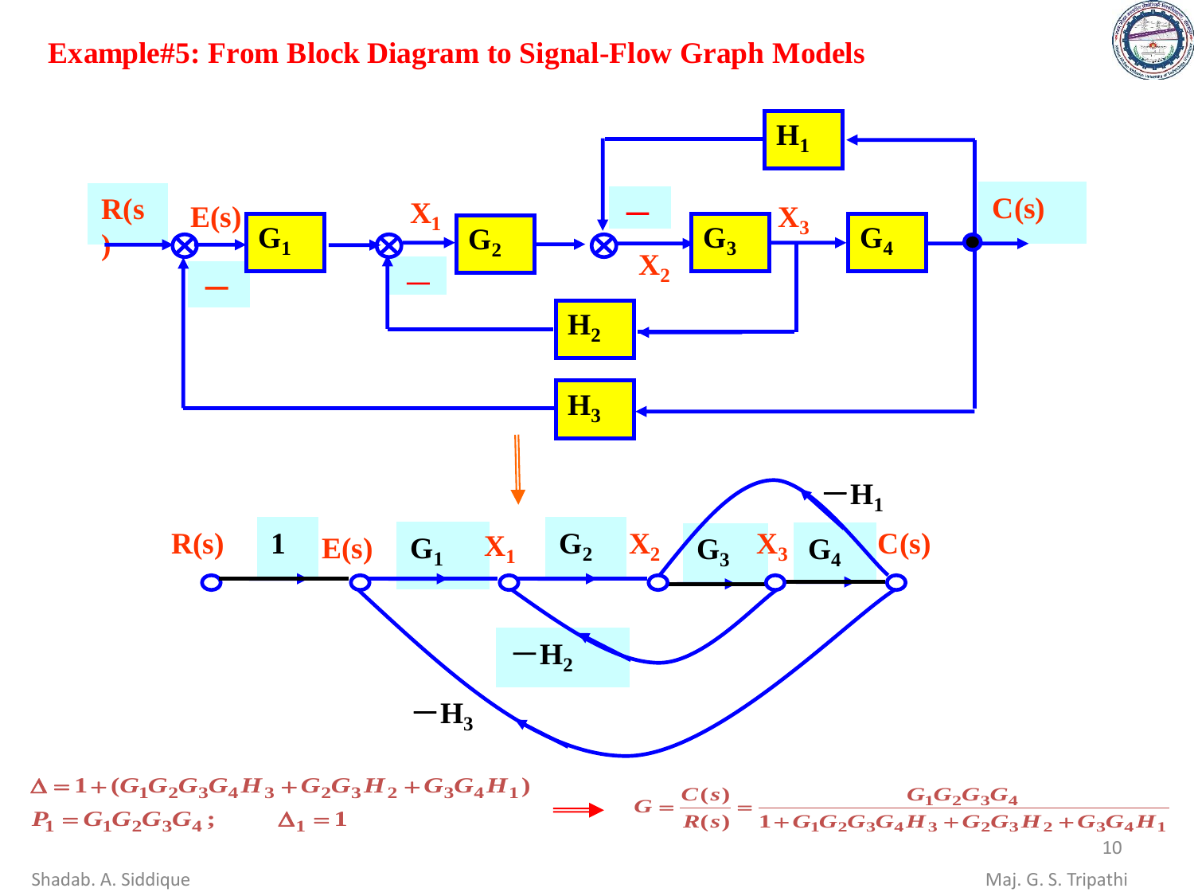# Example#5: From Block Diagram to Signal-Flow Graph Models

$$\Delta = 1 + (G_1G_2G_3G_4H_3 + G_2G_3H_2 + G_3G_4H_1)$$

$$P_1 = G_1G_2G_3G_4; \qquad \Delta_1 = 1$$

$$G = \frac{C(s)}{R(s)} = \frac{G_1G_2G_3G_4}{1 + G_1G_2G_3G_4H_3 + G_2G_3H_2 + G_3G_4H_1}$$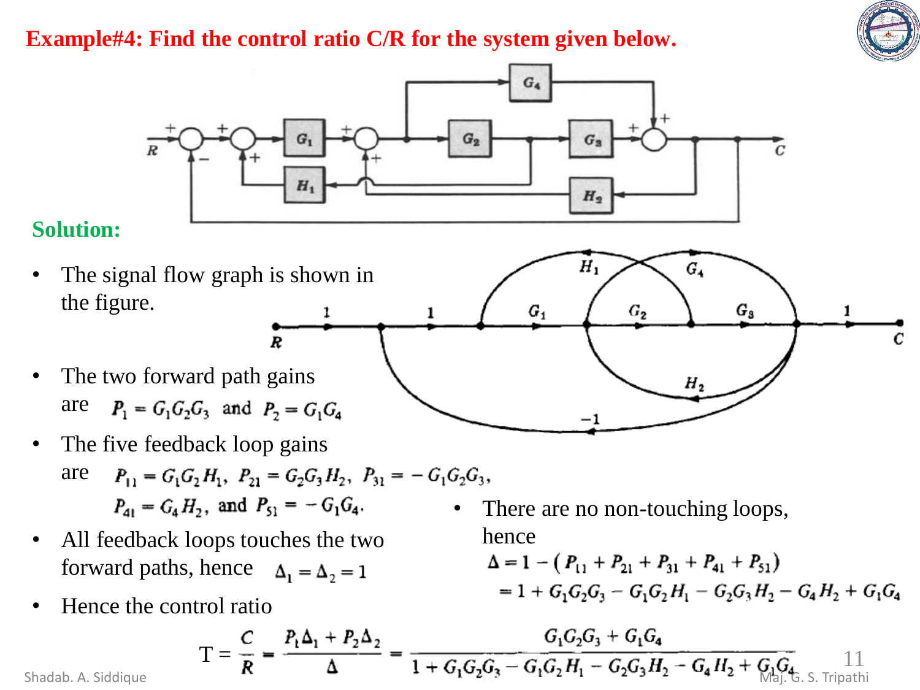**Example#4: Find the control ratio C/R for the system given below.**

**Solution:**

- The signal flow graph is shown in the figure.

- The two forward path gains are $P_1 = G_1G_2G_3$ and $P_2 = G_1G_4$

- The five feedback loop gains are $P_{11} = G_1G_2H_1$, $P_{21} = G_2G_3H_2$, $P_{31} = -G_1G_2G_3$, $P_{41} = G_4H_2$, and $P_{51} = -G_1G_4$.

- All feedback loops touches the two forward paths, hence $\Delta_1 = \Delta_2 = 1$

- There are no non-touching loops, hence

$$\Delta = 1 - (P_{11} + P_{21} + P_{31} + P_{41} + P_{51})$$
$$= 1 + G_1G_2G_3 - G_1G_2H_1 - G_2G_3H_2 - G_4H_2 + G_1G_4$$

- Hence the control ratio

$$T = \frac{C}{R} = \frac{P_1\Delta_1 + P_2\Delta_2}{\Delta} = \frac{G_1G_2G_3 + G_1G_4}{1 + G_1G_2G_3 - G_1G_2H_1 - G_2G_3H_2 - G_4H_2 + G_1G_4}$$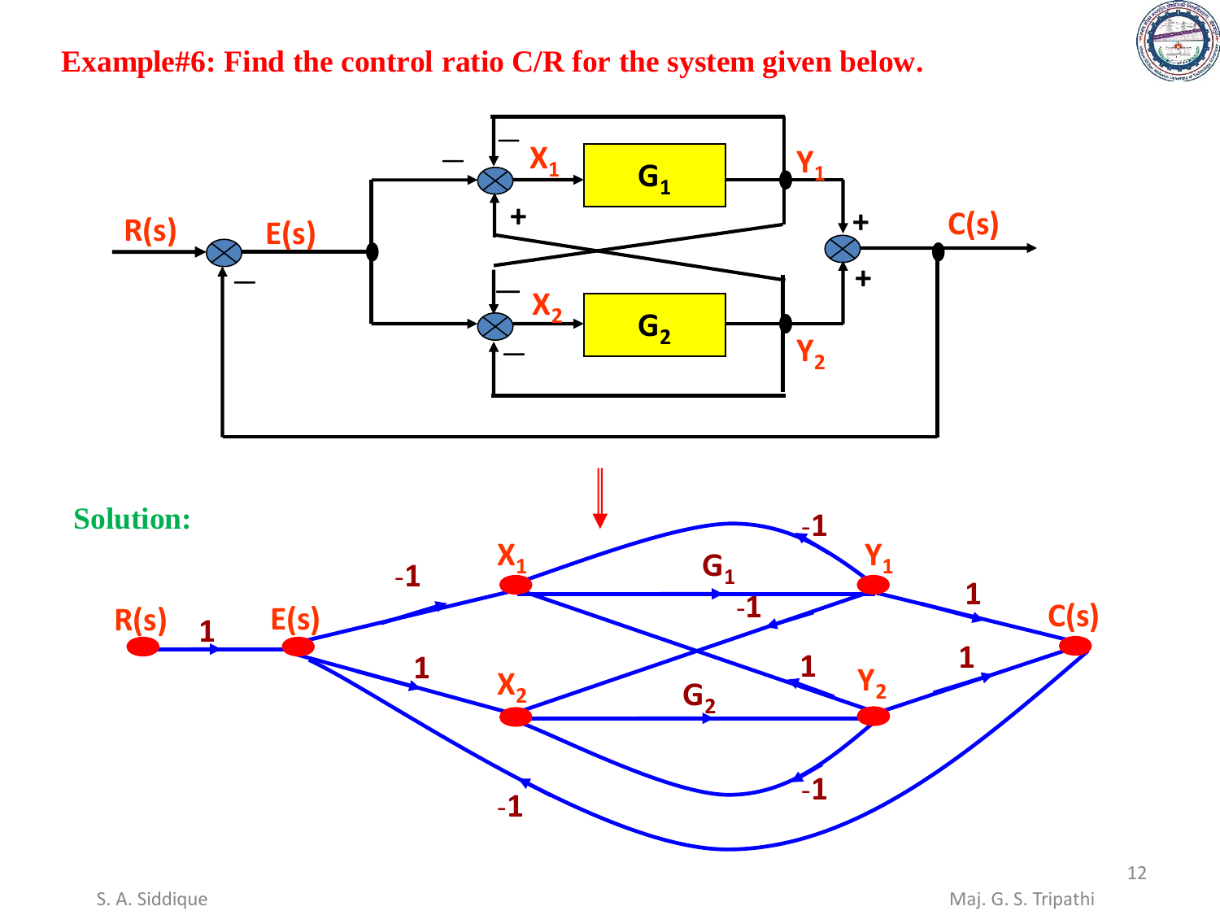**Example#6: Find the control ratio C/R for the system given below.**

**Solution:**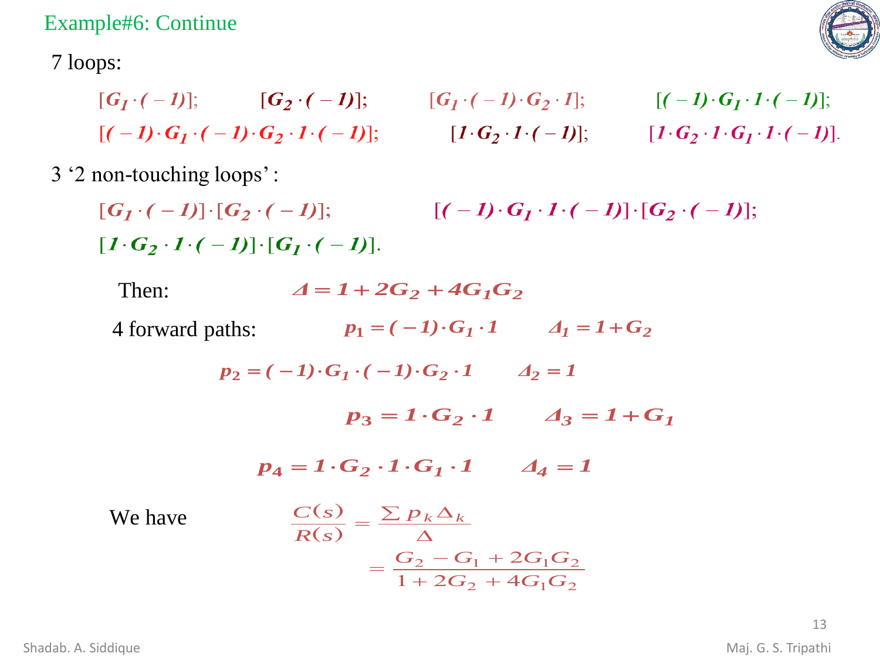## Example#6: Continue

7 loops:

$$[G_1 \cdot (-1)]; \quad [G_2 \cdot (-1)]; \quad [G_1 \cdot (-1) \cdot G_2 \cdot 1]; \quad [(-1) \cdot G_1 \cdot 1 \cdot (-1)];$$

$$[(-1) \cdot G_1 \cdot (-1) \cdot G_2 \cdot 1 \cdot (-1)]; \quad [1 \cdot G_2 \cdot 1 \cdot (-1)]; \quad [1 \cdot G_2 \cdot 1 \cdot G_1 \cdot 1 \cdot (-1)].$$

3 '2 non-touching loops' :

$$[G_1 \cdot (-1)] \cdot [G_2 \cdot (-1)]; \quad [(-1) \cdot G_1 \cdot 1 \cdot (-1)] \cdot [G_2 \cdot (-1)];$$

$$[1 \cdot G_2 \cdot 1 \cdot (-1)] \cdot [G_1 \cdot (-1)].$$

Then: $\Delta = 1 + 2G_2 + 4G_1G_2$

4 forward paths: $p_1 = (-1) \cdot G_1 \cdot 1 \qquad \Delta_1 = 1 + G_2$

$$p_2 = (-1) \cdot G_1 \cdot (-1) \cdot G_2 \cdot 1 \qquad \Delta_2 = 1$$

$$p_3 = 1 \cdot G_2 \cdot 1 \qquad \Delta_3 = 1 + G_1$$

$$p_4 = 1 \cdot G_2 \cdot 1 \cdot G_1 \cdot 1 \qquad \Delta_4 = 1$$

We have

$$\frac{C(s)}{R(s)} = \frac{\sum p_k \Delta_k}{\Delta}$$

$$= \frac{G_2 - G_1 + 2G_1G_2}{1 + 2G_2 + 4G_1G_2}$$

Shadab. A. Siddique

Maj. G. S. Tripathi